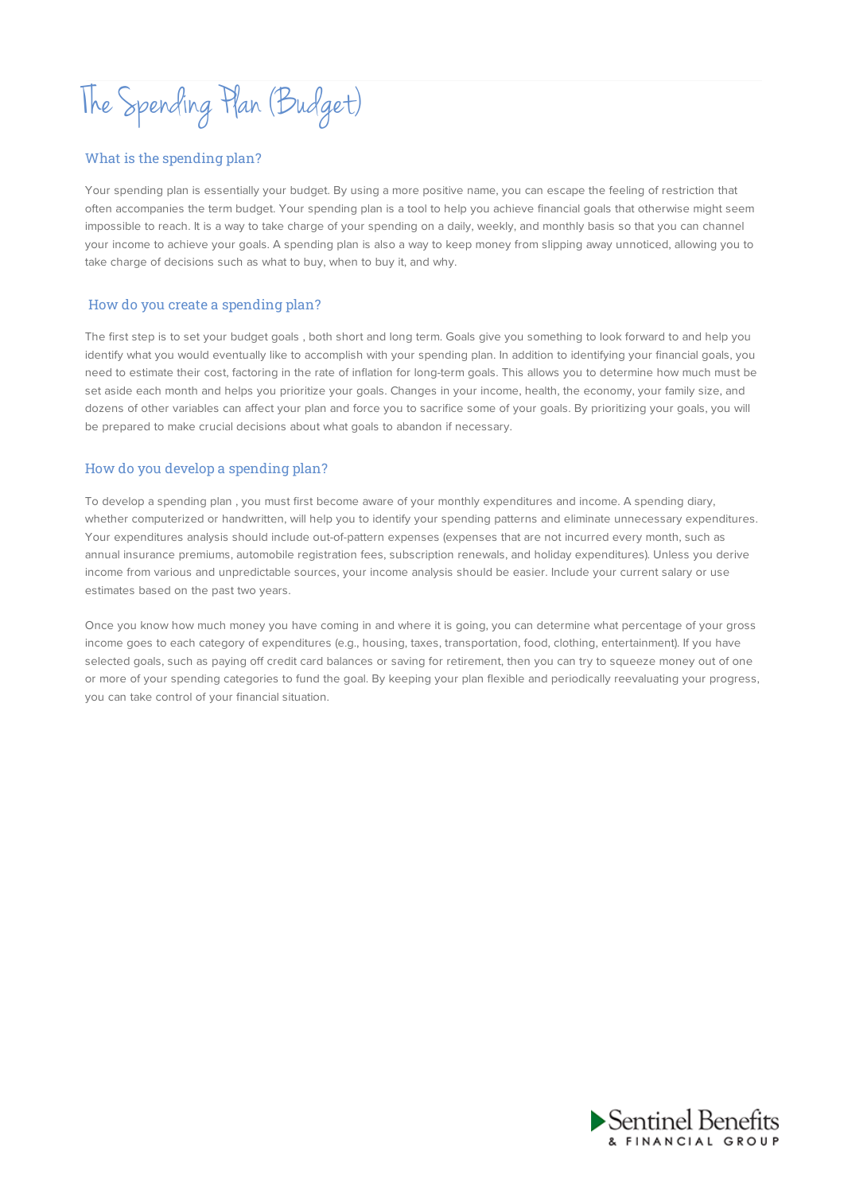# The Spending Plan (Budget)

## What is the spending plan?

Your spending plan is essentially your budget. By using a more positive name, you can escape the feeling of restriction that often accompanies the term budget. Your spending plan is a tool to help you achieve financial goals that otherwise might seem impossible to reach. It is a way to take charge of your spending on a daily, weekly, and monthly basis so that you can channel your income to achieve your goals. A spending plan is also a way to keep money from slipping away unnoticed, allowing you to take charge of decisions such as what to buy, when to buy it, and why.

## How do you create a spending plan?

The first step is to set your budget goals , both short and long term. Goals give you something to look forward to and help you identify what you would eventually like to accomplish with your spending plan. In addition to identifying your financial goals, you need to estimate their cost, factoring in the rate of inflation for long-term goals. This allows you to determine how much must be set aside each month and helps you prioritize your goals. Changes in your income, health, the economy, your family size, and dozens of other variables can affect your plan and force you to sacrifice some of your goals. By prioritizing your goals, you will be prepared to make crucial decisions about what goals to abandon if necessary.

## How do you develop a spending plan?

To develop a spending plan , you must first become aware of your monthly expenditures and income. A spending diary, whether computerized or handwritten, will help you to identify your spending patterns and eliminate unnecessary expenditures. Your expenditures analysis should include out-of-pattern expenses (expenses that are not incurred every month, such as annual insurance premiums, automobile registration fees, subscription renewals, and holiday expenditures). Unless you derive income from various and unpredictable sources, your income analysis should be easier. Include your current salary or use estimates based on the past two years.

Once you know how much money you have coming in and where it is going, you can determine what percentage of your gross income goes to each category of expenditures (e.g., housing, taxes, transportation, food, clothing, entertainment). If you have selected goals, such as paying off credit card balances or saving for retirement, then you can try to squeeze money out of one or more of your spending categories to fund the goal. By keeping your plan flexible and periodically reevaluating your progress, you can take control of your financial situation.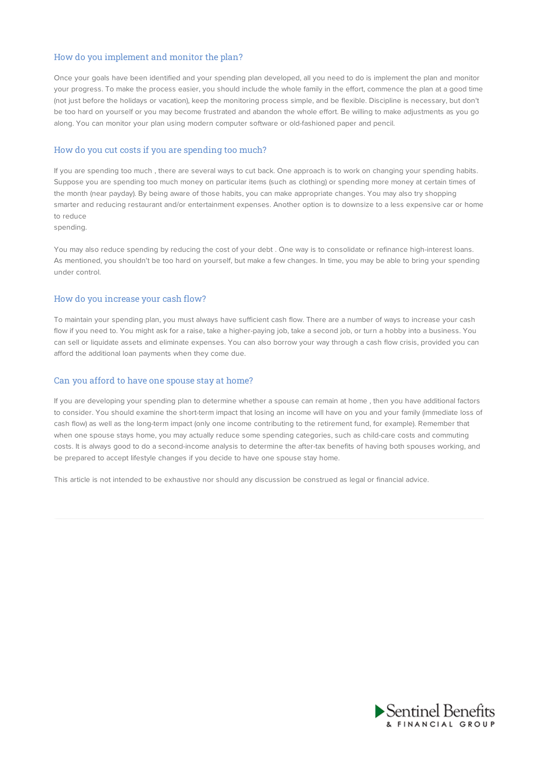## How do you implement and monitor the plan?

Once your goals have been identified and your spending plan developed, all you need to do is implement the plan and monitor your progress. To make the process easier, you should include the whole family in the effort, commence the plan at a good time (not just before the holidays or vacation), keep the monitoring process simple, and be flexible. Discipline is necessary, but don't be too hard on yourself or you may become frustrated and abandon the whole effort. Be willing to make adjustments as you go along. You can monitor your plan using modern computer software or old-fashioned paper and pencil.

## How do you cut costs if you are spending too much?

If you are spending too much , there are several ways to cut back. One approach is to work on changing your spending habits. Suppose you are spending too much money on particular items (such as clothing) or spending more money at certain times of the month (near payday). By being aware of those habits, you can make appropriate changes. You may also try shopping smarter and reducing restaurant and/or entertainment expenses. Another option is to downsize to a less expensive car or home to reduce spending.

You may also reduce spending by reducing the cost of your debt . One way is to consolidate or refinance high-interest loans. As mentioned, you shouldn't be too hard on yourself, but make a few changes. In time, you may be able to bring your spending under control.

## How do you increase your cash flow?

To maintain your spending plan, you must always have sufficient cash flow. There are a number of ways to increase your cash flow if you need to. You might ask for a raise, take a higher-paying job, take a second job, or turn a hobby into a business. You can sell or liquidate assets and eliminate expenses. You can also borrow your way through a cash flow crisis, provided you can afford the additional loan payments when they come due.

## Can you afford to have one spouse stay at home?

If you are developing your spending plan to determine whether a spouse can remain at home , then you have additional factors to consider. You should examine the short-term impact that losing an income will have on you and your family (immediate loss of cash flow) as well as the long-term impact (only one income contributing to the retirement fund, for example). Remember that when one spouse stays home, you may actually reduce some spending categories, such as child-care costs and commuting costs. It is always good to do a second-income analysis to determine the after-tax benefits of having both spouses working, and be prepared to accept lifestyle changes if you decide to have one spouse stay home.

This article is not intended to be exhaustive nor should any discussion be construed as legal or financial advice.

Sentinel Benefits & FINANCIAL GROUP